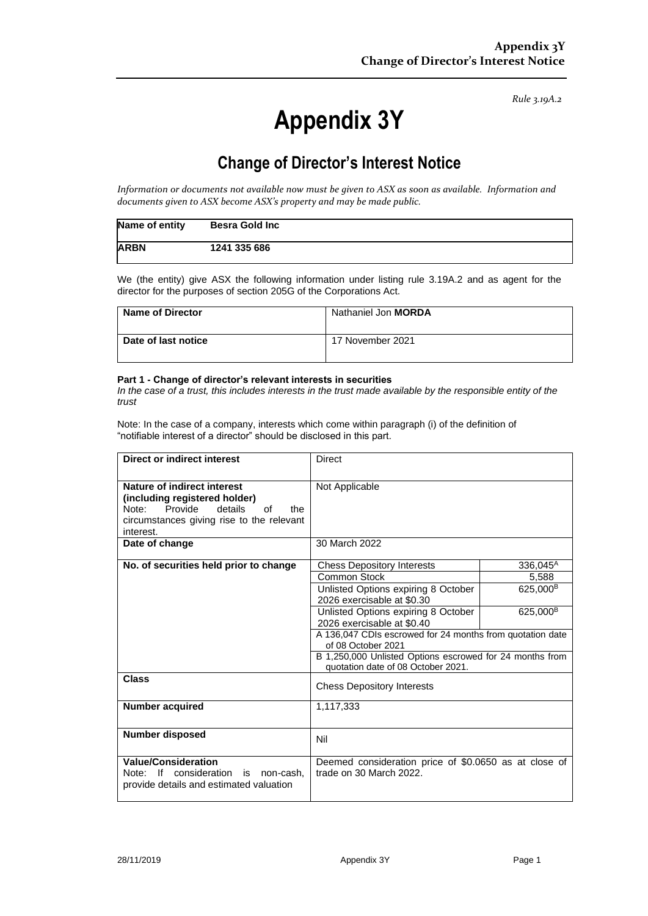*Rule 3.19A.2*

# Appendix 3Y

## Change of Director's Interest Notice

*Information or documents not available now must be given to ASX as soon as available. Information and documents given to ASX become ASX's property and may be made public.*

| | |
|---|---|
| **Name of entity** | **Besra Gold Inc** |
| **ARBN** | **1241 335 686** |

We (the entity) give ASX the following information under listing rule 3.19A.2 and as agent for the director for the purposes of section 205G of the Corporations Act.

| | |
|---|---|
| **Name of Director** | Nathaniel Jon **MORDA** |
| **Date of last notice** | 17 November 2021 |

**Part 1 - Change of director's relevant interests in securities**

*In the case of a trust, this includes interests in the trust made available by the responsible entity of the trust*

Note: In the case of a company, interests which come within paragraph (i) of the definition of "notifiable interest of a director" should be disclosed in this part.

| | | |
|---|---|---|
| **Direct or indirect interest** | Direct | |
| **Nature of indirect interest (including registered holder)**<br>Note: Provide details of the circumstances giving rise to the relevant interest. | Not Applicable | |
| **Date of change** | 30 March 2022 | |
| **No. of securities held prior to change** | Chess Depository Interests | 336,045[A] |
| | Common Stock | 5,588 |
| | Unlisted Options expiring 8 October 2026 exercisable at $0.30 | 625,000[B] |
| | Unlisted Options expiring 8 October 2026 exercisable at $0.40 | 625,000[B] |
| | A 136,047 CDIs escrowed for 24 months from quotation date of 08 October 2021 | |
| | B 1,250,000 Unlisted Options escrowed for 24 months from quotation date of 08 October 2021. | |
| **Class** | Chess Depository Interests | |
| **Number acquired** | 1,117,333 | |
| **Number disposed** | Nil | |
| **Value/Consideration**<br>Note: If consideration is non-cash, provide details and estimated valuation | Deemed consideration price of $0.0650 as at close of trade on 30 March 2022. | |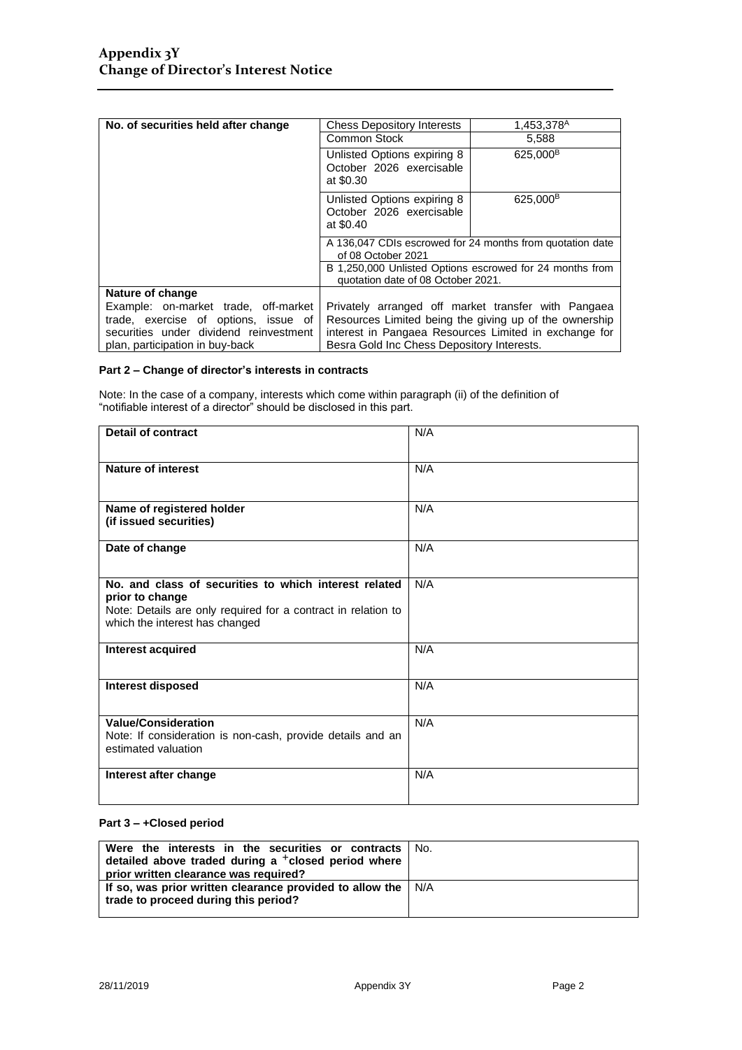| | | |
|---|---|---|
| **No. of securities held after change** | Chess Depository Interests | 1,453,378[A] |
| | Common Stock | 5,588 |
| | Unlisted Options expiring 8 October 2026 exercisable at $0.30 | 625,000[B] |
| | Unlisted Options expiring 8 October 2026 exercisable at $0.40 | 625,000[B] |
| | A 136,047 CDIs escrowed for 24 months from quotation date of 08 October 2021 | |
| | B 1,250,000 Unlisted Options escrowed for 24 months from quotation date of 08 October 2021. | |
| **Nature of change**<br>Example: on-market trade, off-market trade, exercise of options, issue of securities under dividend reinvestment plan, participation in buy-back | Privately arranged off market transfer with Pangaea Resources Limited being the giving up of the ownership interest in Pangaea Resources Limited in exchange for Besra Gold Inc Chess Depository Interests. | |

### Part 2 – Change of director's interests in contracts

Note: In the case of a company, interests which come within paragraph (ii) of the definition of "notifiable interest of a director" should be disclosed in this part.

| | |
|---|---|
| **Detail of contract** | N/A |
| **Nature of interest** | N/A |
| **Name of registered holder (if issued securities)** | N/A |
| **Date of change** | N/A |
| **No. and class of securities to which interest related prior to change**<br>Note: Details are only required for a contract in relation to which the interest has changed | N/A |
| **Interest acquired** | N/A |
| **Interest disposed** | N/A |
| **Value/Consideration**<br>Note: If consideration is non-cash, provide details and an estimated valuation | N/A |
| **Interest after change** | N/A |

### Part 3 – +Closed period

| | |
|---|---|
| **Were the interests in the securities or contracts detailed above traded during a +closed period where prior written clearance was required?** | No. |
| **If so, was prior written clearance provided to allow the trade to proceed during this period?** | N/A |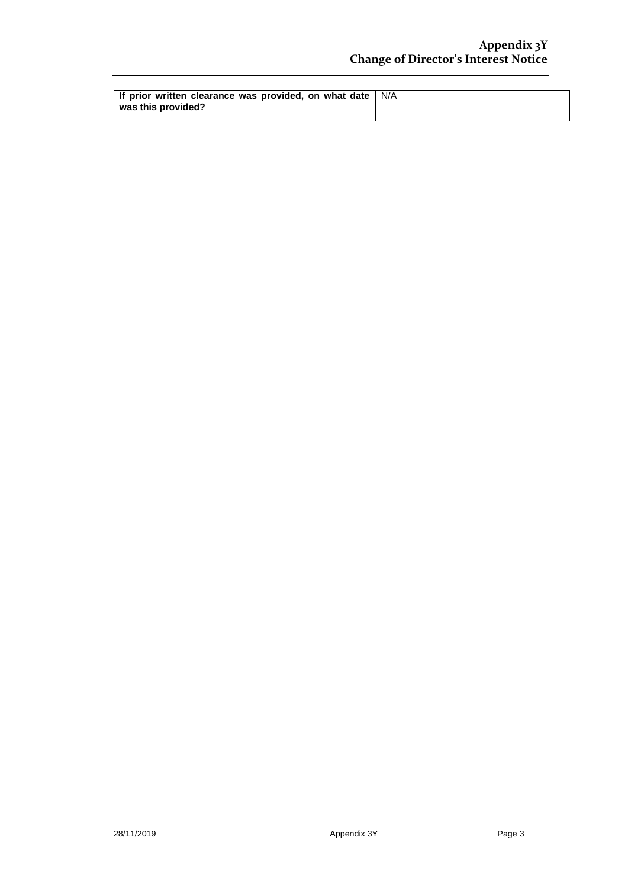| | |
|---|---|
| **If prior written clearance was provided, on what date was this provided?** | N/A |